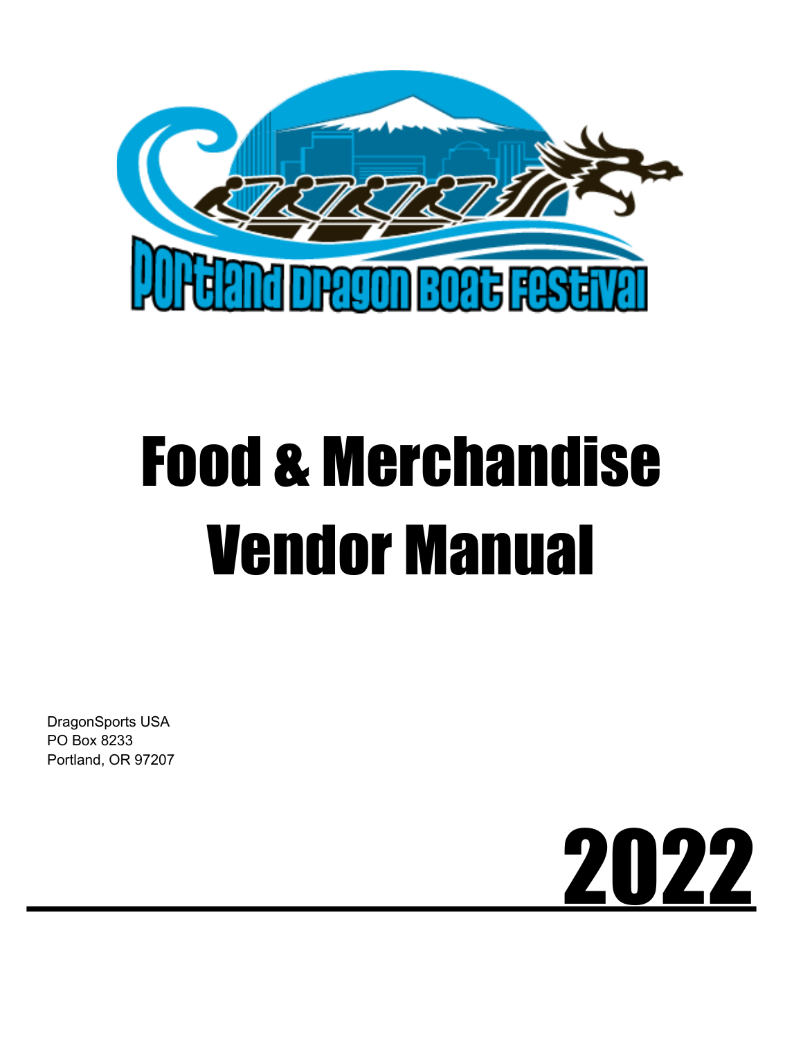Portland Dragon Boat Festival

# Food & Merchandise Vendor Manual

DragonSports USA
PO Box 8233
Portland, OR 97207

# 2022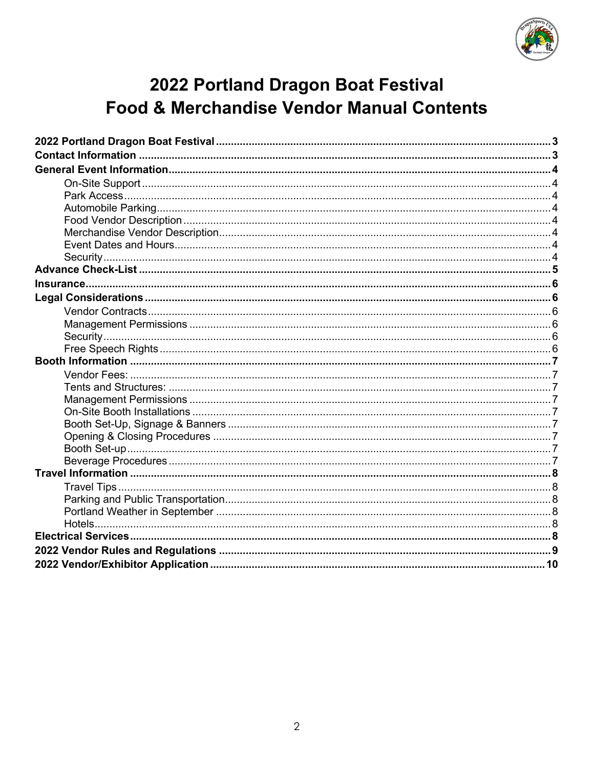# 2022 Portland Dragon Boat Festival
# Food & Merchandise Vendor Manual Contents

**2022 Portland Dragon Boat Festival** .......... 3
**Contact Information** .......... 3
**General Event Information** .......... 4
- On-Site Support .......... 4
- Park Access .......... 4
- Automobile Parking .......... 4
- Food Vendor Description .......... 4
- Merchandise Vendor Description .......... 4
- Event Dates and Hours .......... 4
- Security .......... 4

**Advance Check-List** .......... 5
**Insurance** .......... 6
**Legal Considerations** .......... 6
- Vendor Contracts .......... 6
- Management Permissions .......... 6
- Security .......... 6
- Free Speech Rights .......... 6

**Booth Information** .......... 7
- Vendor Fees: .......... 7
- Tents and Structures: .......... 7
- Management Permissions .......... 7
- On-Site Booth Installations .......... 7
- Booth Set-Up, Signage & Banners .......... 7
- Opening & Closing Procedures .......... 7
- Booth Set-up .......... 7
- Beverage Procedures .......... 7

**Travel Information** .......... 8
- Travel Tips .......... 8
- Parking and Public Transportation .......... 8
- Portland Weather in September .......... 8
- Hotels .......... 8

**Electrical Services** .......... 8
**2022 Vendor Rules and Regulations** .......... 9
**2022 Vendor/Exhibitor Application** .......... 10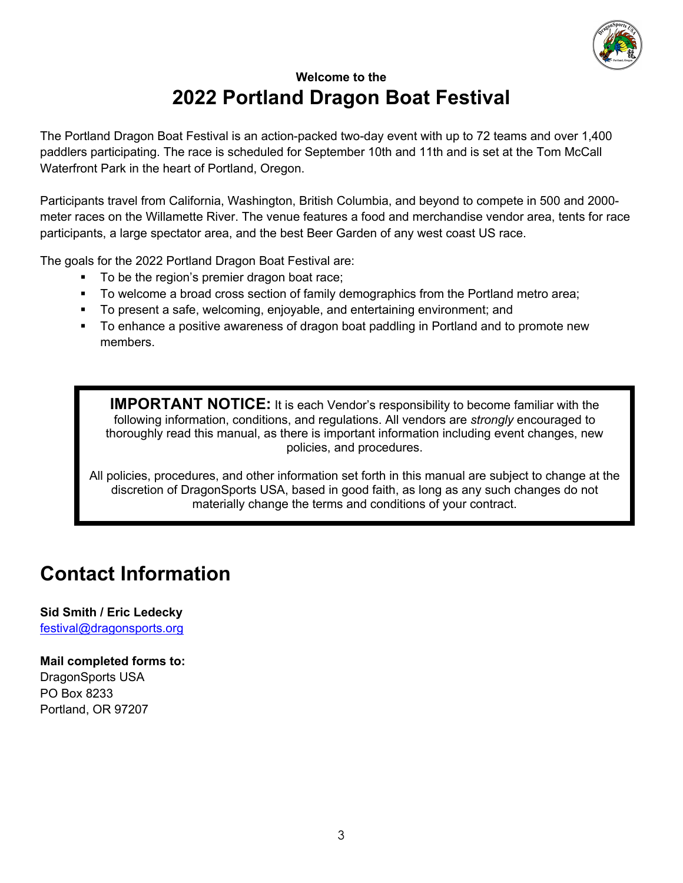**Welcome to the**

# 2022 Portland Dragon Boat Festival

The Portland Dragon Boat Festival is an action-packed two-day event with up to 72 teams and over 1,400 paddlers participating. The race is scheduled for September 10th and 11th and is set at the Tom McCall Waterfront Park in the heart of Portland, Oregon.

Participants travel from California, Washington, British Columbia, and beyond to compete in 500 and 2000-meter races on the Willamette River. The venue features a food and merchandise vendor area, tents for race participants, a large spectator area, and the best Beer Garden of any west coast US race.

The goals for the 2022 Portland Dragon Boat Festival are:

- To be the region's premier dragon boat race;
- To welcome a broad cross section of family demographics from the Portland metro area;
- To present a safe, welcoming, enjoyable, and entertaining environment; and
- To enhance a positive awareness of dragon boat paddling in Portland and to promote new members.

> **IMPORTANT NOTICE:** It is each Vendor's responsibility to become familiar with the following information, conditions, and regulations. All vendors are *strongly* encouraged to thoroughly read this manual, as there is important information including event changes, new policies, and procedures.
>
> All policies, procedures, and other information set forth in this manual are subject to change at the discretion of DragonSports USA, based in good faith, as long as any such changes do not materially change the terms and conditions of your contract.

## Contact Information

**Sid Smith / Eric Ledecky**
festival@dragonsports.org

**Mail completed forms to:**
DragonSports USA
PO Box 8233
Portland, OR 97207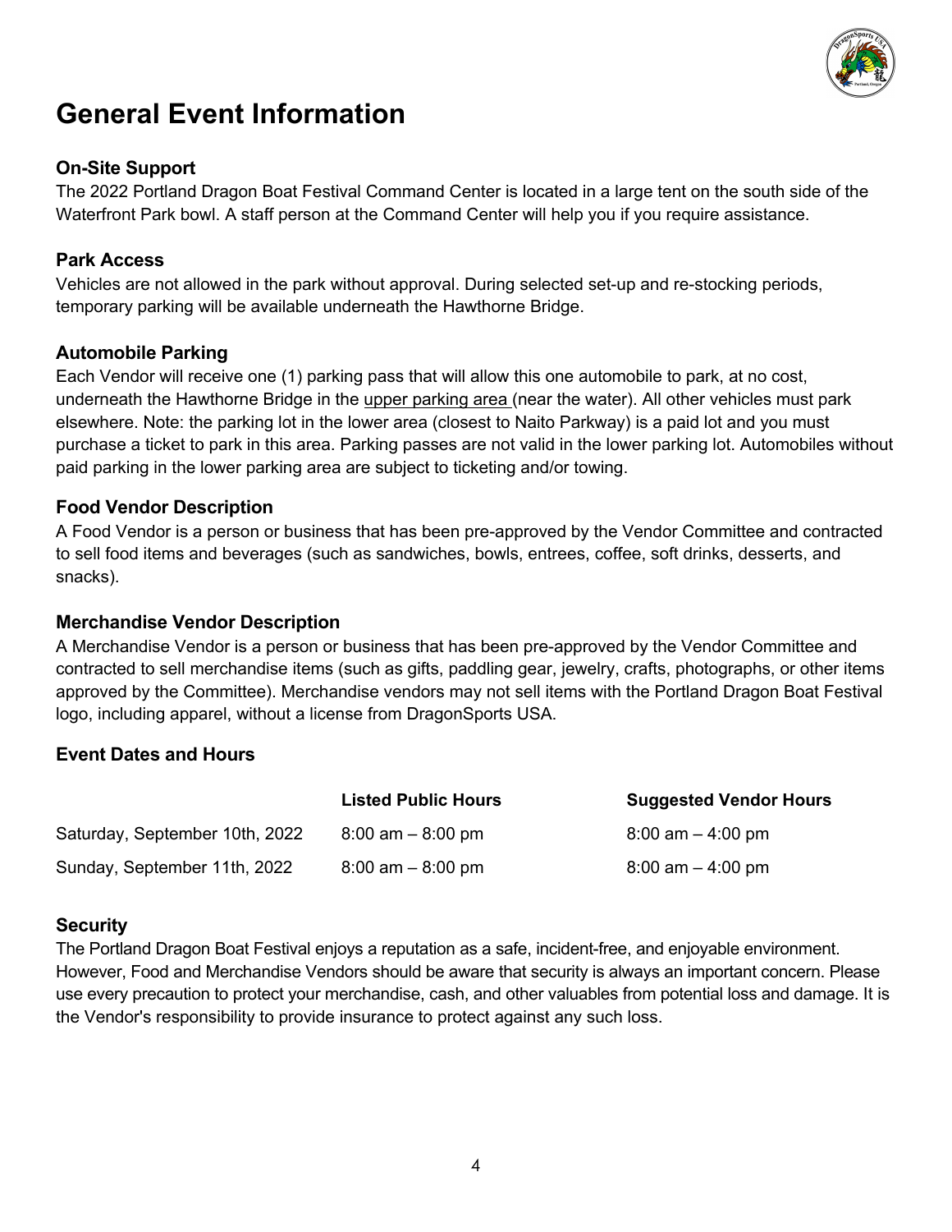# General Event Information

### On-Site Support

The 2022 Portland Dragon Boat Festival Command Center is located in a large tent on the south side of the Waterfront Park bowl. A staff person at the Command Center will help you if you require assistance.

### Park Access

Vehicles are not allowed in the park without approval. During selected set-up and re-stocking periods, temporary parking will be available underneath the Hawthorne Bridge.

### Automobile Parking

Each Vendor will receive one (1) parking pass that will allow this one automobile to park, at no cost, underneath the Hawthorne Bridge in the upper parking area (near the water). All other vehicles must park elsewhere. Note: the parking lot in the lower area (closest to Naito Parkway) is a paid lot and you must purchase a ticket to park in this area. Parking passes are not valid in the lower parking lot. Automobiles without paid parking in the lower parking area are subject to ticketing and/or towing.

### Food Vendor Description

A Food Vendor is a person or business that has been pre-approved by the Vendor Committee and contracted to sell food items and beverages (such as sandwiches, bowls, entrees, coffee, soft drinks, desserts, and snacks).

### Merchandise Vendor Description

A Merchandise Vendor is a person or business that has been pre-approved by the Vendor Committee and contracted to sell merchandise items (such as gifts, paddling gear, jewelry, crafts, photographs, or other items approved by the Committee). Merchandise vendors may not sell items with the Portland Dragon Boat Festival logo, including apparel, without a license from DragonSports USA.

### Event Dates and Hours

| | Listed Public Hours | Suggested Vendor Hours |
|---|---|---|
| Saturday, September 10th, 2022 | 8:00 am – 8:00 pm | 8:00 am – 4:00 pm |
| Sunday, September 11th, 2022 | 8:00 am – 8:00 pm | 8:00 am – 4:00 pm |

### Security

The Portland Dragon Boat Festival enjoys a reputation as a safe, incident-free, and enjoyable environment. However, Food and Merchandise Vendors should be aware that security is always an important concern. Please use every precaution to protect your merchandise, cash, and other valuables from potential loss and damage. It is the Vendor's responsibility to provide insurance to protect against any such loss.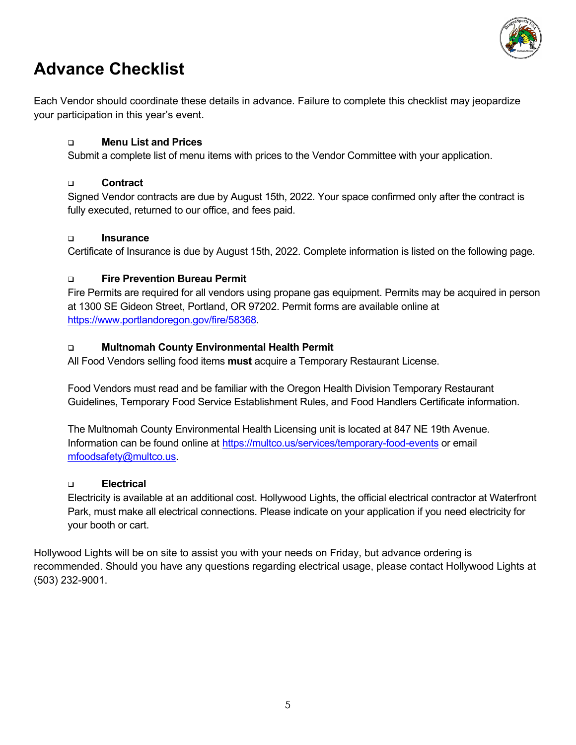# Advance Checklist

Each Vendor should coordinate these details in advance. Failure to complete this checklist may jeopardize your participation in this year's event.

- **Menu List and Prices**
  Submit a complete list of menu items with prices to the Vendor Committee with your application.

- **Contract**
  Signed Vendor contracts are due by August 15th, 2022. Your space confirmed only after the contract is fully executed, returned to our office, and fees paid.

- **Insurance**
  Certificate of Insurance is due by August 15th, 2022. Complete information is listed on the following page.

- **Fire Prevention Bureau Permit**
  Fire Permits are required for all vendors using propane gas equipment. Permits may be acquired in person at 1300 SE Gideon Street, Portland, OR 97202. Permit forms are available online at https://www.portlandoregon.gov/fire/58368.

- **Multnomah County Environmental Health Permit**
  All Food Vendors selling food items **must** acquire a Temporary Restaurant License.

  Food Vendors must read and be familiar with the Oregon Health Division Temporary Restaurant Guidelines, Temporary Food Service Establishment Rules, and Food Handlers Certificate information.

  The Multnomah County Environmental Health Licensing unit is located at 847 NE 19th Avenue. Information can be found online at https://multco.us/services/temporary-food-events or email mfoodsafety@multco.us.

- **Electrical**
  Electricity is available at an additional cost. Hollywood Lights, the official electrical contractor at Waterfront Park, must make all electrical connections. Please indicate on your application if you need electricity for your booth or cart.

Hollywood Lights will be on site to assist you with your needs on Friday, but advance ordering is recommended. Should you have any questions regarding electrical usage, please contact Hollywood Lights at (503) 232-9001.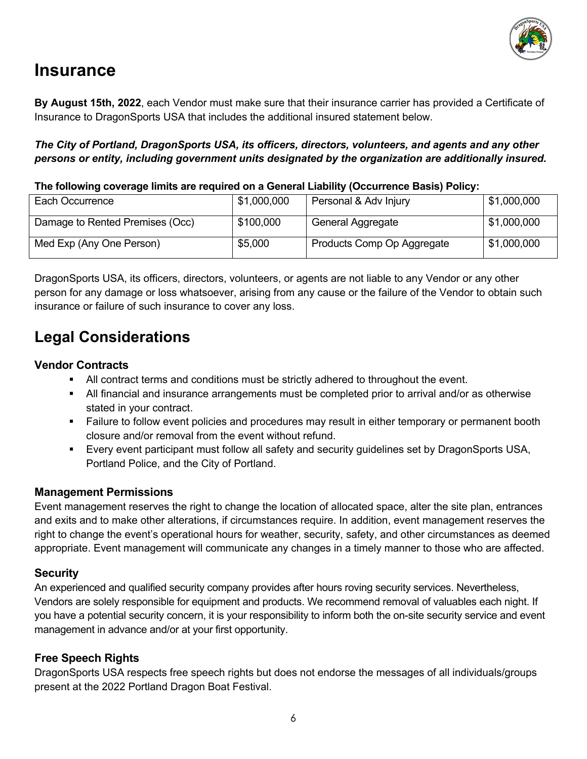# Insurance

**By August 15th, 2022**, each Vendor must make sure that their insurance carrier has provided a Certificate of Insurance to DragonSports USA that includes the additional insured statement below.

***The City of Portland, DragonSports USA, its officers, directors, volunteers, and agents and any other persons or entity, including government units designated by the organization are additionally insured.***

**The following coverage limits are required on a General Liability (Occurrence Basis) Policy:**

| | | | |
|---|---|---|---|
| Each Occurrence | $1,000,000 | Personal & Adv Injury | $1,000,000 |
| Damage to Rented Premises (Occ) | $100,000 | General Aggregate | $1,000,000 |
| Med Exp (Any One Person) | $5,000 | Products Comp Op Aggregate | $1,000,000 |

DragonSports USA, its officers, directors, volunteers, or agents are not liable to any Vendor or any other person for any damage or loss whatsoever, arising from any cause or the failure of the Vendor to obtain such insurance or failure of such insurance to cover any loss.

# Legal Considerations

### Vendor Contracts

- All contract terms and conditions must be strictly adhered to throughout the event.
- All financial and insurance arrangements must be completed prior to arrival and/or as otherwise stated in your contract.
- Failure to follow event policies and procedures may result in either temporary or permanent booth closure and/or removal from the event without refund.
- Every event participant must follow all safety and security guidelines set by DragonSports USA, Portland Police, and the City of Portland.

### Management Permissions

Event management reserves the right to change the location of allocated space, alter the site plan, entrances and exits and to make other alterations, if circumstances require. In addition, event management reserves the right to change the event's operational hours for weather, security, safety, and other circumstances as deemed appropriate. Event management will communicate any changes in a timely manner to those who are affected.

### Security

An experienced and qualified security company provides after hours roving security services. Nevertheless, Vendors are solely responsible for equipment and products. We recommend removal of valuables each night. If you have a potential security concern, it is your responsibility to inform both the on-site security service and event management in advance and/or at your first opportunity.

### Free Speech Rights

DragonSports USA respects free speech rights but does not endorse the messages of all individuals/groups present at the 2022 Portland Dragon Boat Festival.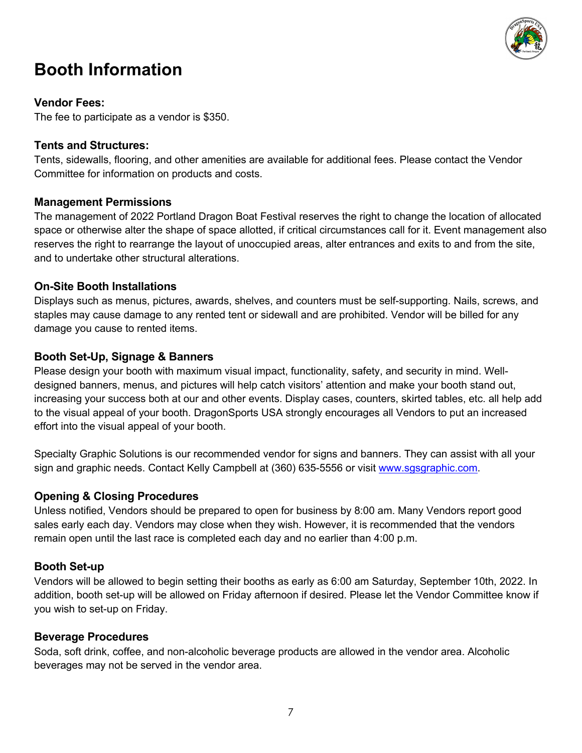# Booth Information

**Vendor Fees:**
The fee to participate as a vendor is $350.

**Tents and Structures:**
Tents, sidewalls, flooring, and other amenities are available for additional fees. Please contact the Vendor Committee for information on products and costs.

**Management Permissions**
The management of 2022 Portland Dragon Boat Festival reserves the right to change the location of allocated space or otherwise alter the shape of space allotted, if critical circumstances call for it. Event management also reserves the right to rearrange the layout of unoccupied areas, alter entrances and exits to and from the site, and to undertake other structural alterations.

**On-Site Booth Installations**
Displays such as menus, pictures, awards, shelves, and counters must be self-supporting. Nails, screws, and staples may cause damage to any rented tent or sidewall and are prohibited. Vendor will be billed for any damage you cause to rented items.

**Booth Set-Up, Signage & Banners**
Please design your booth with maximum visual impact, functionality, safety, and security in mind. Well-designed banners, menus, and pictures will help catch visitors' attention and make your booth stand out, increasing your success both at our and other events. Display cases, counters, skirted tables, etc. all help add to the visual appeal of your booth. DragonSports USA strongly encourages all Vendors to put an increased effort into the visual appeal of your booth.

Specialty Graphic Solutions is our recommended vendor for signs and banners. They can assist with all your sign and graphic needs. Contact Kelly Campbell at (360) 635-5556 or visit [www.sgsgraphic.com](http://www.sgsgraphic.com).

**Opening & Closing Procedures**
Unless notified, Vendors should be prepared to open for business by 8:00 am. Many Vendors report good sales early each day. Vendors may close when they wish. However, it is recommended that the vendors remain open until the last race is completed each day and no earlier than 4:00 p.m.

**Booth Set-up**
Vendors will be allowed to begin setting their booths as early as 6:00 am Saturday, September 10th, 2022. In addition, booth set-up will be allowed on Friday afternoon if desired. Please let the Vendor Committee know if you wish to set-up on Friday.

**Beverage Procedures**
Soda, soft drink, coffee, and non-alcoholic beverage products are allowed in the vendor area. Alcoholic beverages may not be served in the vendor area.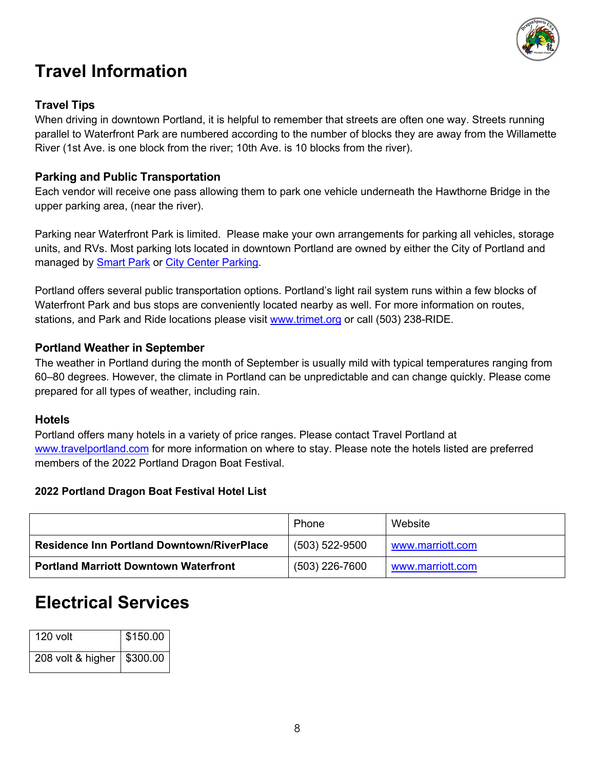# Travel Information

### Travel Tips

When driving in downtown Portland, it is helpful to remember that streets are often one way. Streets running parallel to Waterfront Park are numbered according to the number of blocks they are away from the Willamette River (1st Ave. is one block from the river; 10th Ave. is 10 blocks from the river).

### Parking and Public Transportation

Each vendor will receive one pass allowing them to park one vehicle underneath the Hawthorne Bridge in the upper parking area, (near the river).

Parking near Waterfront Park is limited. Please make your own arrangements for parking all vehicles, storage units, and RVs. Most parking lots located in downtown Portland are owned by either the City of Portland and managed by Smart Park or City Center Parking.

Portland offers several public transportation options. Portland's light rail system runs within a few blocks of Waterfront Park and bus stops are conveniently located nearby as well. For more information on routes, stations, and Park and Ride locations please visit www.trimet.org or call (503) 238-RIDE.

### Portland Weather in September

The weather in Portland during the month of September is usually mild with typical temperatures ranging from 60–80 degrees. However, the climate in Portland can be unpredictable and can change quickly. Please come prepared for all types of weather, including rain.

### Hotels

Portland offers many hotels in a variety of price ranges. Please contact Travel Portland at www.travelportland.com for more information on where to stay. Please note the hotels listed are preferred members of the 2022 Portland Dragon Boat Festival.

**2022 Portland Dragon Boat Festival Hotel List**

| | Phone | Website |
|---|---|---|
| **Residence Inn Portland Downtown/RiverPlace** | (503) 522-9500 | www.marriott.com |
| **Portland Marriott Downtown Waterfront** | (503) 226-7600 | www.marriott.com |

# Electrical Services

| | |
|---|---|
| 120 volt | $150.00 |
| 208 volt & higher | $300.00 |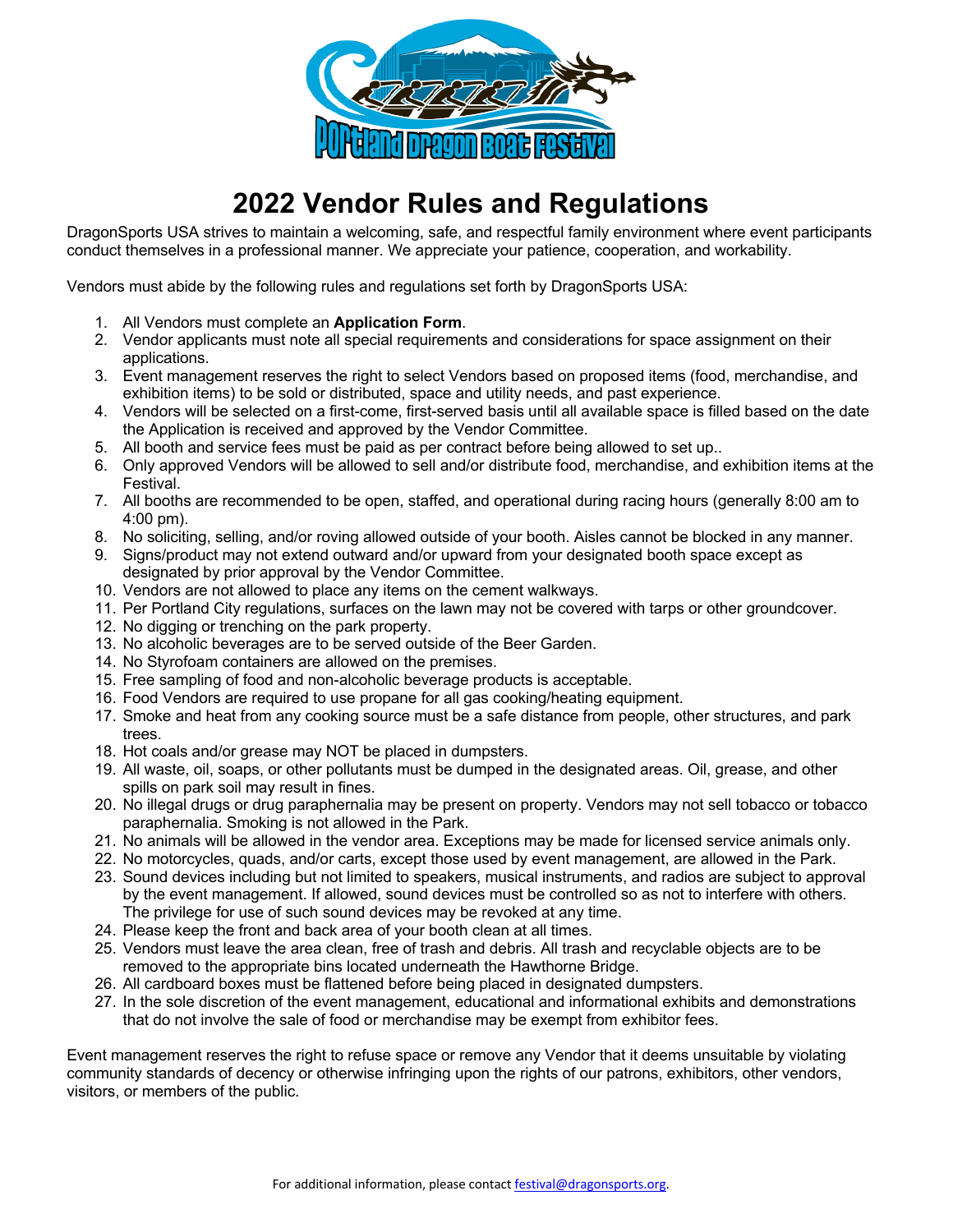# 2022 Vendor Rules and Regulations

DragonSports USA strives to maintain a welcoming, safe, and respectful family environment where event participants conduct themselves in a professional manner. We appreciate your patience, cooperation, and workability.

Vendors must abide by the following rules and regulations set forth by DragonSports USA:

1. All Vendors must complete an **Application Form**.
2. Vendor applicants must note all special requirements and considerations for space assignment on their applications.
3. Event management reserves the right to select Vendors based on proposed items (food, merchandise, and exhibition items) to be sold or distributed, space and utility needs, and past experience.
4. Vendors will be selected on a first-come, first-served basis until all available space is filled based on the date the Application is received and approved by the Vendor Committee.
5. All booth and service fees must be paid as per contract before being allowed to set up..
6. Only approved Vendors will be allowed to sell and/or distribute food, merchandise, and exhibition items at the Festival.
7. All booths are recommended to be open, staffed, and operational during racing hours (generally 8:00 am to 4:00 pm).
8. No soliciting, selling, and/or roving allowed outside of your booth. Aisles cannot be blocked in any manner.
9. Signs/product may not extend outward and/or upward from your designated booth space except as designated by prior approval by the Vendor Committee.
10. Vendors are not allowed to place any items on the cement walkways.
11. Per Portland City regulations, surfaces on the lawn may not be covered with tarps or other groundcover.
12. No digging or trenching on the park property.
13. No alcoholic beverages are to be served outside of the Beer Garden.
14. No Styrofoam containers are allowed on the premises.
15. Free sampling of food and non-alcoholic beverage products is acceptable.
16. Food Vendors are required to use propane for all gas cooking/heating equipment.
17. Smoke and heat from any cooking source must be a safe distance from people, other structures, and park trees.
18. Hot coals and/or grease may NOT be placed in dumpsters.
19. All waste, oil, soaps, or other pollutants must be dumped in the designated areas. Oil, grease, and other spills on park soil may result in fines.
20. No illegal drugs or drug paraphernalia may be present on property. Vendors may not sell tobacco or tobacco paraphernalia. Smoking is not allowed in the Park.
21. No animals will be allowed in the vendor area. Exceptions may be made for licensed service animals only.
22. No motorcycles, quads, and/or carts, except those used by event management, are allowed in the Park.
23. Sound devices including but not limited to speakers, musical instruments, and radios are subject to approval by the event management. If allowed, sound devices must be controlled so as not to interfere with others. The privilege for use of such sound devices may be revoked at any time.
24. Please keep the front and back area of your booth clean at all times.
25. Vendors must leave the area clean, free of trash and debris. All trash and recyclable objects are to be removed to the appropriate bins located underneath the Hawthorne Bridge.
26. All cardboard boxes must be flattened before being placed in designated dumpsters.
27. In the sole discretion of the event management, educational and informational exhibits and demonstrations that do not involve the sale of food or merchandise may be exempt from exhibitor fees.

Event management reserves the right to refuse space or remove any Vendor that it deems unsuitable by violating community standards of decency or otherwise infringing upon the rights of our patrons, exhibitors, other vendors, visitors, or members of the public.

For additional information, please contact festival@dragonsports.org.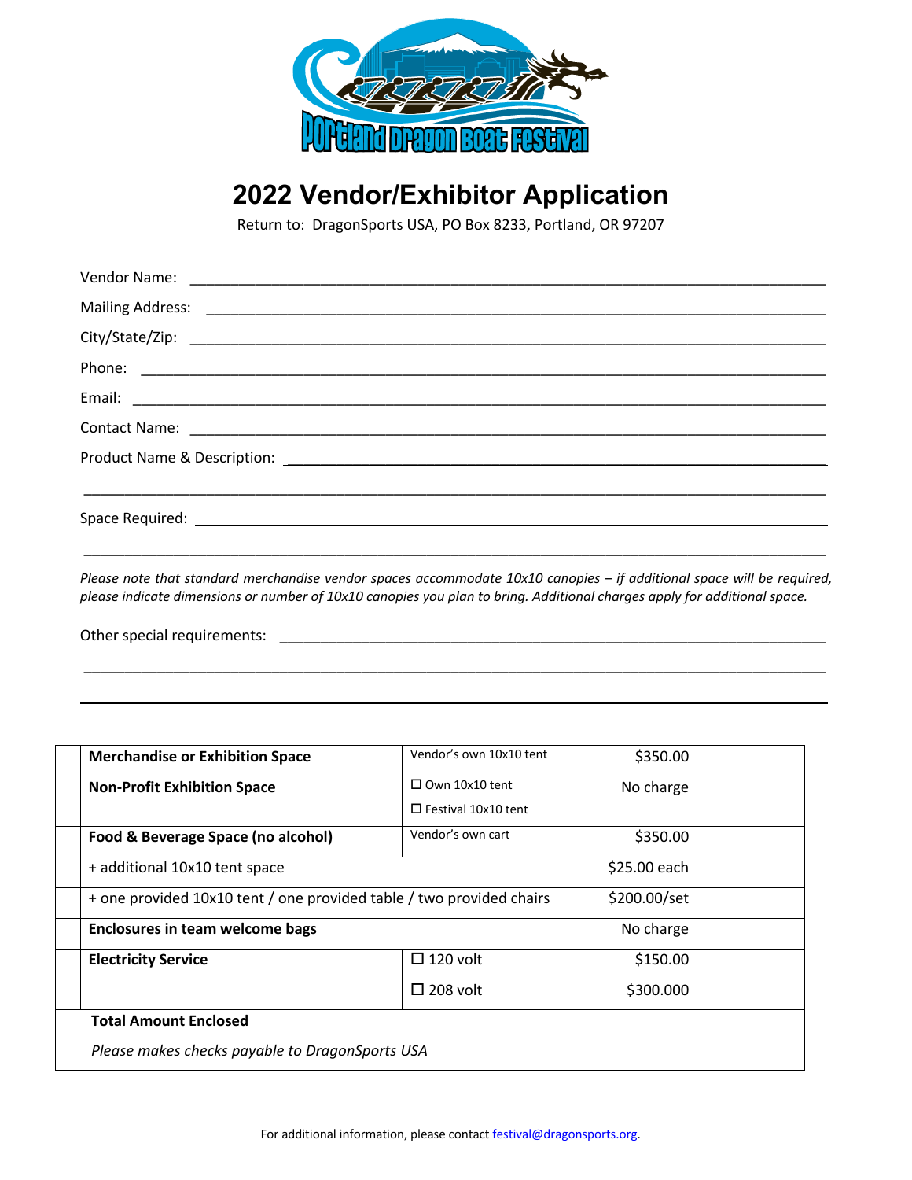Portland Dragon Boat Festival

# 2022 Vendor/Exhibitor Application

Return to: DragonSports USA, PO Box 8233, Portland, OR 97207

Vendor Name: ___________________________________________________________________

Mailing Address: ________________________________________________________________

City/State/Zip: __________________________________________________________________

Phone: _________________________________________________________________________

Email: __________________________________________________________________________

Contact Name: ___________________________________________________________________

Product Name & Description: _____________________________________________________

_______________________________________________________________________________

Space Required: _________________________________________________________________

_______________________________________________________________________________

*Please note that standard merchandise vendor spaces accommodate 10x10 canopies – if additional space will be required, please indicate dimensions or number of 10x10 canopies you plan to bring. Additional charges apply for additional space.*

Other special requirements: _______________________________________________________

_______________________________________________________________________________

_______________________________________________________________________________

| | | | | |
|---|---|---|---|---|
| | **Merchandise or Exhibition Space** | Vendor's own 10x10 tent | $350.00 | |
| | **Non-Profit Exhibition Space** | ☐ Own 10x10 tent<br>☐ Festival 10x10 tent | No charge | |
| | **Food & Beverage Space (no alcohol)** | Vendor's own cart | $350.00 | |
| | + additional 10x10 tent space | | $25.00 each | |
| | + one provided 10x10 tent / one provided table / two provided chairs | | $200.00/set | |
| | **Enclosures in team welcome bags** | | No charge | |
| | **Electricity Service** | ☐ 120 volt<br>☐ 208 volt | $150.00<br>$300.000 | |
| **Total Amount Enclosed**<br>*Please makes checks payable to DragonSports USA* | | | | |

For additional information, please contact festival@dragonsports.org.